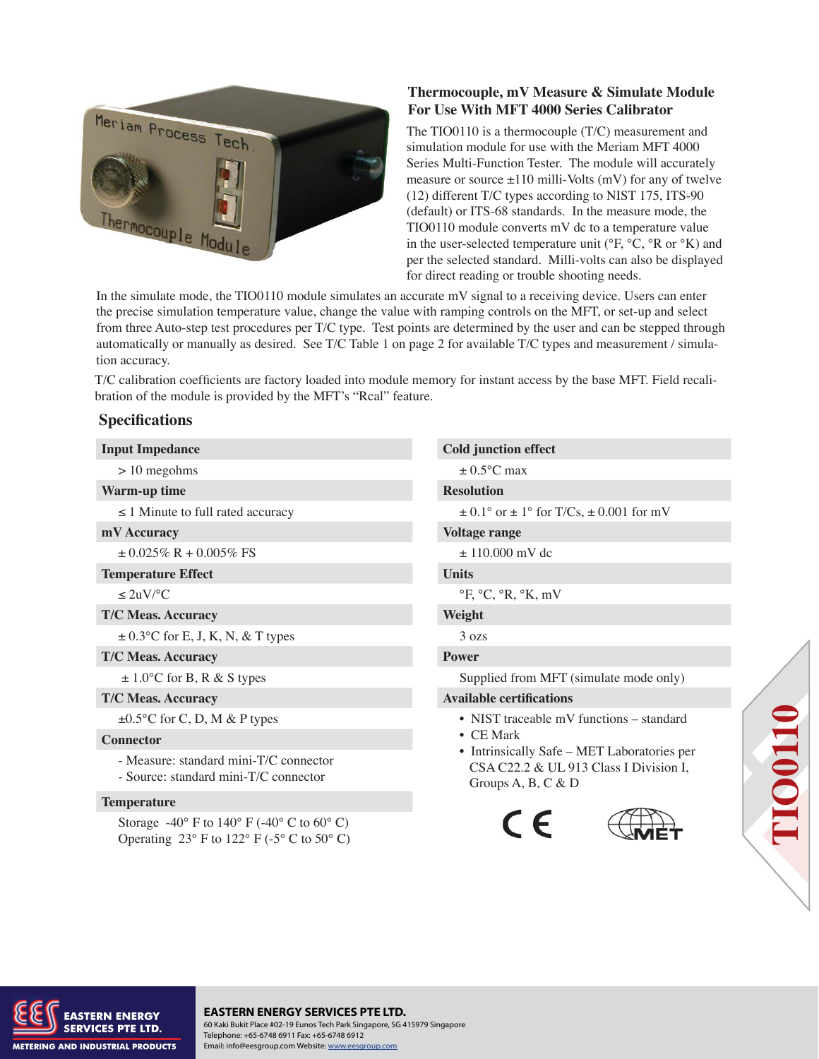## Thermocouple, mV Measure & Simulate Module For Use With MFT 4000 Series Calibrator

The TIO0110 is a thermocouple (T/C) measurement and simulation module for use with the Meriam MFT 4000 Series Multi-Function Tester. The module will accurately measure or source ±110 milli-Volts (mV) for any of twelve (12) different T/C types according to NIST 175, ITS-90 (default) or ITS-68 standards. In the measure mode, the TIO0110 module converts mV dc to a temperature value in the user-selected temperature unit (°F, °C, °R or °K) and per the selected standard. Milli-volts can also be displayed for direct reading or trouble shooting needs.

In the simulate mode, the TIO0110 module simulates an accurate mV signal to a receiving device. Users can enter the precise simulation temperature value, change the value with ramping controls on the MFT, or set-up and select from three Auto-step test procedures per T/C type. Test points are determined by the user and can be stepped through automatically or manually as desired. See T/C Table 1 on page 2 for available T/C types and measurement / simulation accuracy.

T/C calibration coefficients are factory loaded into module memory for instant access by the base MFT. Field recalibration of the module is provided by the MFT's "Rcal" feature.

## Specifications

**Input Impedance**
> 10 megohms

**Warm-up time**
≤ 1 Minute to full rated accuracy

**mV Accuracy**
± 0.025% R + 0.005% FS

**Temperature Effect**
≤ 2uV/°C

**T/C Meas. Accuracy**
± 0.3°C for E, J, K, N, & T types

**T/C Meas. Accuracy**
± 1.0°C for B, R & S types

**T/C Meas. Accuracy**
±0.5°C for C, D, M & P types

**Connector**
- Measure: standard mini-T/C connector
- Source: standard mini-T/C connector

**Temperature**
Storage -40° F to 140° F (-40° C to 60° C)
Operating 23° F to 122° F (-5° C to 50° C)

**Cold junction effect**
± 0.5°C max

**Resolution**
± 0.1° or ± 1° for T/Cs, ± 0.001 for mV

**Voltage range**
± 110.000 mV dc

**Units**
°F, °C, °R, °K, mV

**Weight**
3 ozs

**Power**
Supplied from MFT (simulate mode only)

**Available certifications**
- NIST traceable mV functions – standard
- CE Mark
- Intrinsically Safe – MET Laboratories per CSA C22.2 & UL 913 Class I Division I, Groups A, B, C & D

TIO0110

**EASTERN ENERGY SERVICES PTE LTD.**
60 Kaki Bukit Place #02-19 Eunos Tech Park Singapore, SG 415979 Singapore
Telephone: +65-6748 6911 Fax: +65-6748 6912
Email: info@eesgroup.com Website: www.eesgroup.com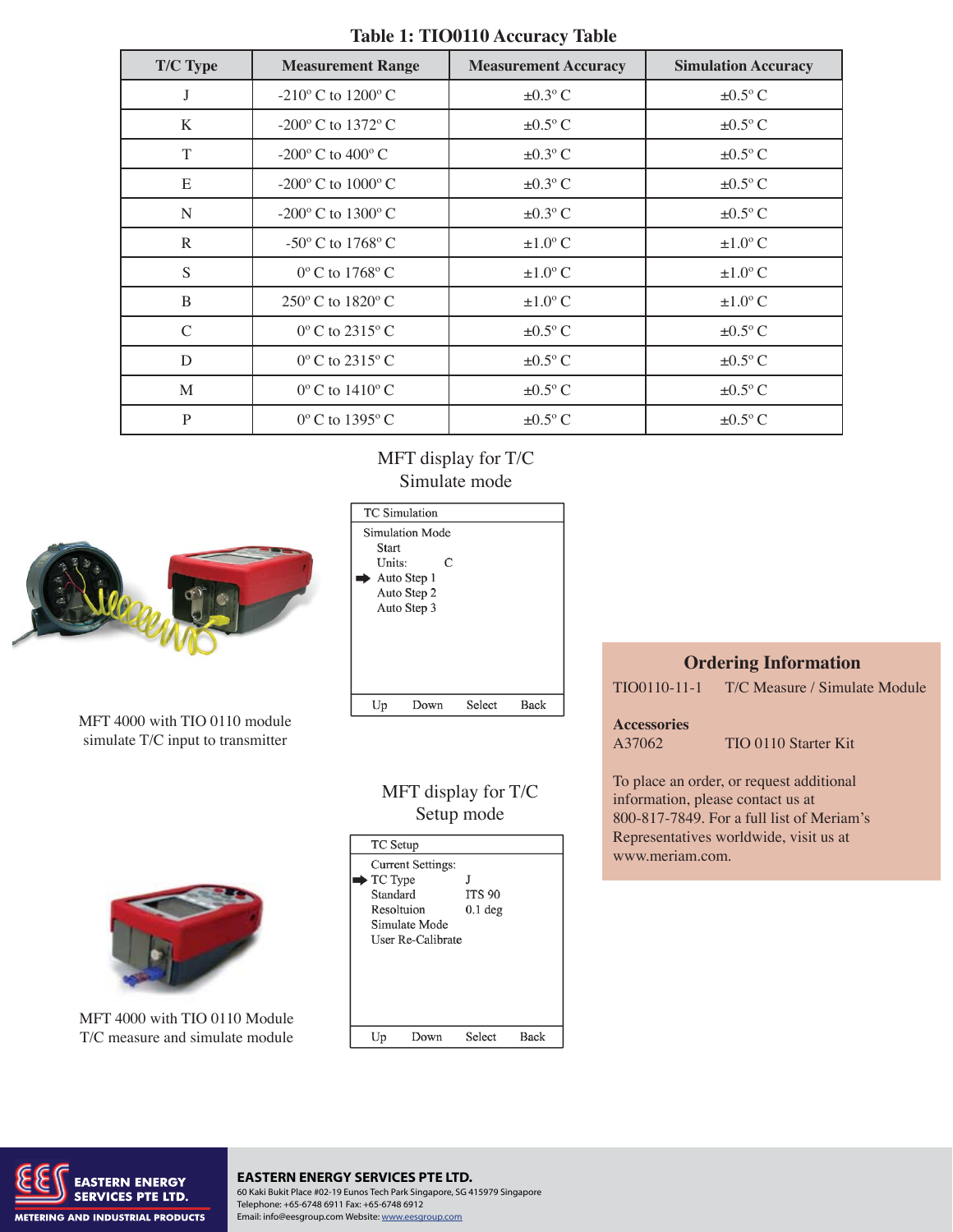**Table 1: TIO0110 Accuracy Table**

| T/C Type | Measurement Range | Measurement Accuracy | Simulation Accuracy |
|---|---|---|---|
| J | -210º C to 1200º C | ±0.3º C | ±0.5º C |
| K | -200º C to 1372º C | ±0.5º C | ±0.5º C |
| T | -200º C to 400º C | ±0.3º C | ±0.5º C |
| E | -200º C to 1000º C | ±0.3º C | ±0.5º C |
| N | -200º C to 1300º C | ±0.3º C | ±0.5º C |
| R | -50º C to 1768º C | ±1.0º C | ±1.0º C |
| S | 0º C to 1768º C | ±1.0º C | ±1.0º C |
| B | 250º C to 1820º C | ±1.0º C | ±1.0º C |
| C | 0º C to 2315º C | ±0.5º C | ±0.5º C |
| D | 0º C to 2315º C | ±0.5º C | ±0.5º C |
| M | 0º C to 1410º C | ±0.5º C | ±0.5º C |
| P | 0º C to 1395º C | ±0.5º C | ±0.5º C |

MFT 4000 with TIO 0110 module simulate T/C input to transmitter

MFT display for T/C Simulate mode

```
TC Simulation
Simulation Mode
  Start
  Units:        C
➡ Auto Step 1
  Auto Step 2
  Auto Step 3

Up    Down    Select    Back
```

MFT display for T/C Setup mode

```
TC Setup
Current Settings:
➡ TC Type          J
Standard           ITS 90
Resoltuion         0.1 deg
Simulate Mode
User Re-Calibrate

Up    Down    Select    Back
```

MFT 4000 with TIO 0110 Module T/C measure and simulate module

## Ordering Information

TIO0110-11-1 T/C Measure / Simulate Module

**Accessories**

A37062 TIO 0110 Starter Kit

To place an order, or request additional information, please contact us at 800-817-7849. For a full list of Meriam's Representatives worldwide, visit us at www.meriam.com.

EASTERN ENERGY SERVICES PTE LTD.
METERING AND INDUSTRIAL PRODUCTS

**EASTERN ENERGY SERVICES PTE LTD.**
60 Kaki Bukit Place #02-19 Eunos Tech Park Singapore, SG 415979 Singapore
Telephone: +65-6748 6911 Fax: +65-6748 6912
Email: info@eesgroup.com Website: www.eesgroup.com